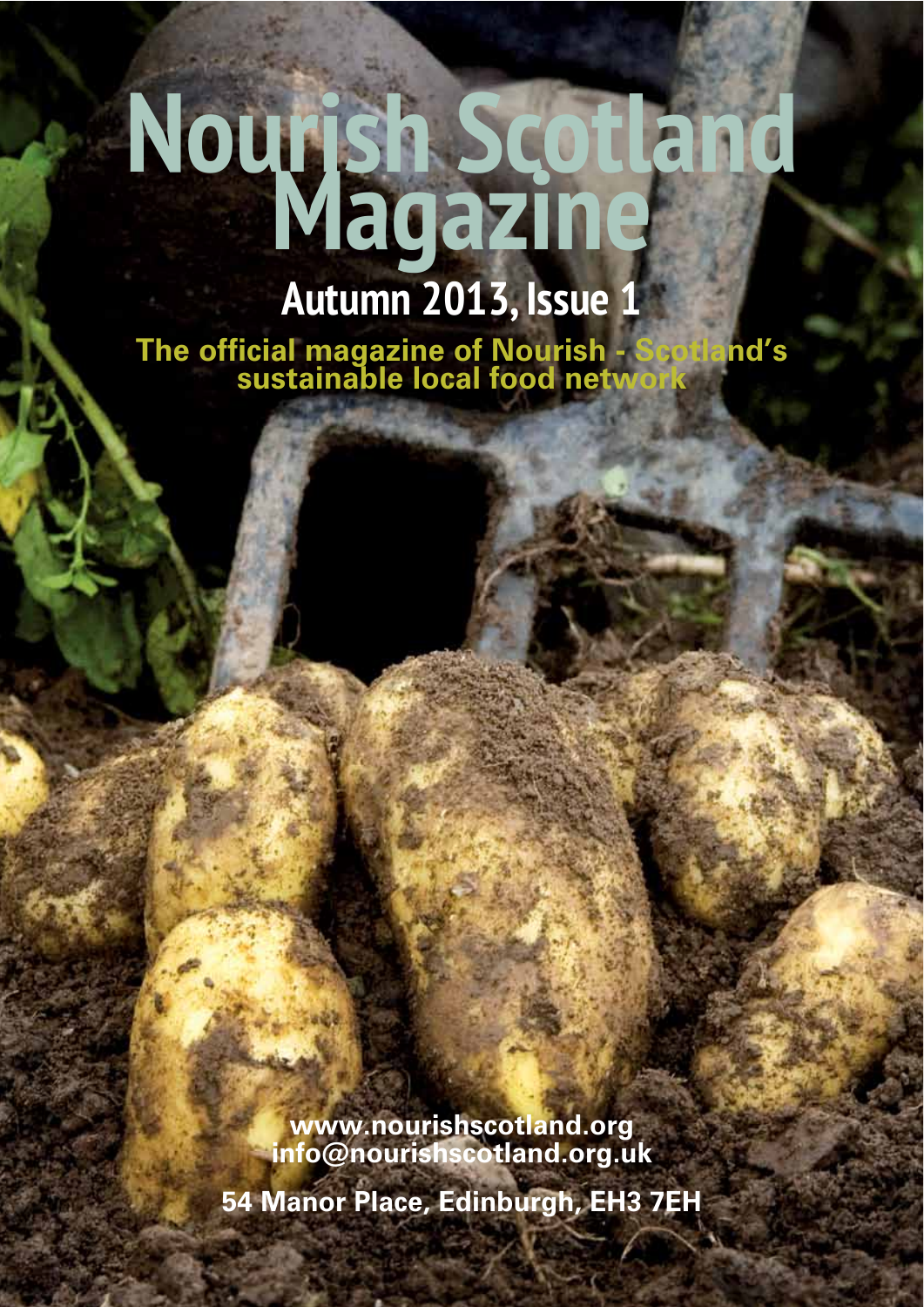# Nourish Scotland Magazine

## Autumn 2013, Issue 1

**The official magazine of Nourish - Scotland's sustainable local food network**

**www.nourishscotland.org**
**info@nourishscotland.org.uk**

**54 Manor Place, Edinburgh, EH3 7EH**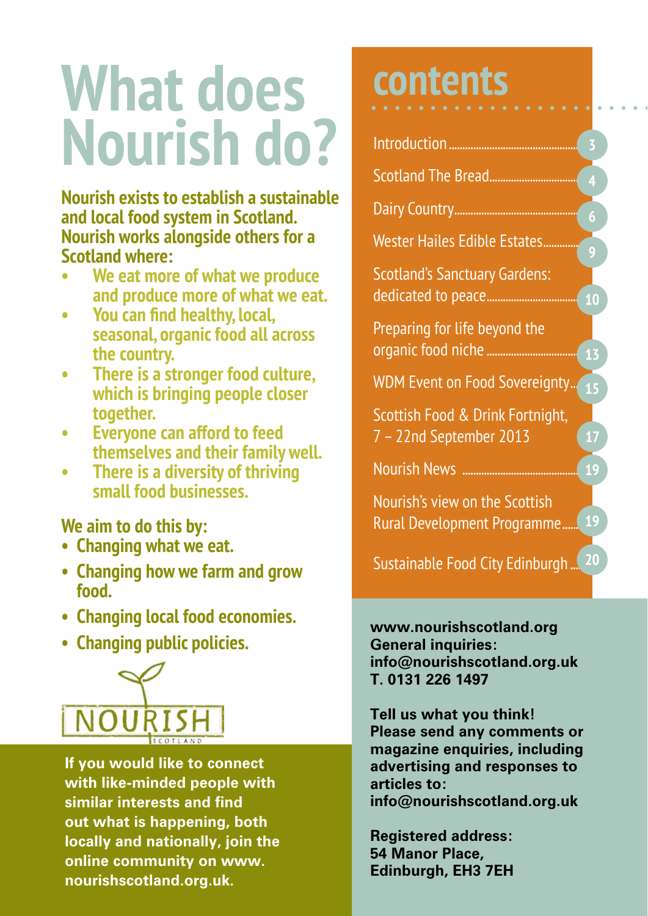# What does Nourish do?

**Nourish exists to establish a sustainable and local food system in Scotland. Nourish works alongside others for a Scotland where:**

- **We eat more of what we produce and produce more of what we eat.**
- **You can find healthy, local, seasonal, organic food all across the country.**
- **There is a stronger food culture, which is bringing people closer together.**
- **Everyone can afford to feed themselves and their family well.**
- **There is a diversity of thriving small food businesses.**

**We aim to do this by:**

- **Changing what we eat.**
- **Changing how we farm and grow food.**
- **Changing local food economies.**
- **Changing public policies.**

NOURISH SCOTLAND

**If you would like to connect with like-minded people with similar interests and find out what is happening, both locally and nationally, join the online community on www.nourishscotland.org.uk.**

## contents

| | |
|---|---|
| Introduction | 3 |
| Scotland The Bread | 4 |
| Dairy Country | 6 |
| Wester Hailes Edible Estates | 9 |
| Scotland's Sanctuary Gardens: dedicated to peace | 10 |
| Preparing for life beyond the organic food niche | 13 |
| WDM Event on Food Sovereignty | 15 |
| Scottish Food & Drink Fortnight, 7 – 22nd September 2013 | 17 |
| Nourish News | 19 |
| Nourish's view on the Scottish Rural Development Programme | 19 |
| Sustainable Food City Edinburgh | 20 |

**www.nourishscotland.org**
**General inquiries:**
**info@nourishscotland.org.uk**
**T. 0131 226 1497**

**Tell us what you think!**
**Please send any comments or magazine enquiries, including advertising and responses to articles to:**
**info@nourishscotland.org.uk**

**Registered address:**
**54 Manor Place,**
**Edinburgh, EH3 7EH**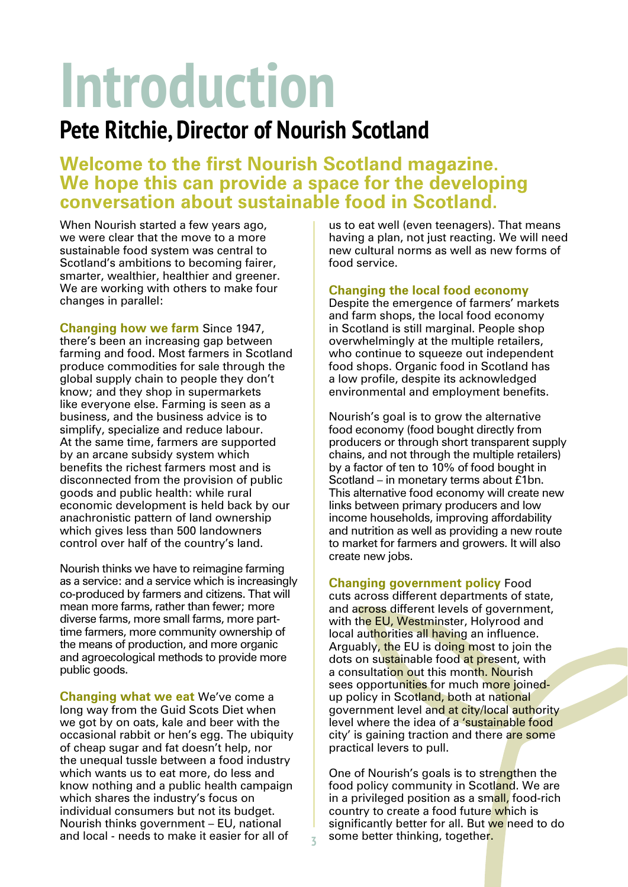# Introduction

## Pete Ritchie, Director of Nourish Scotland

### Welcome to the first Nourish Scotland magazine. We hope this can provide a space for the developing conversation about sustainable food in Scotland.

When Nourish started a few years ago, we were clear that the move to a more sustainable food system was central to Scotland's ambitions to becoming fairer, smarter, wealthier, healthier and greener. We are working with others to make four changes in parallel:

**Changing how we farm** Since 1947, there's been an increasing gap between farming and food. Most farmers in Scotland produce commodities for sale through the global supply chain to people they don't know; and they shop in supermarkets like everyone else. Farming is seen as a business, and the business advice is to simplify, specialize and reduce labour. At the same time, farmers are supported by an arcane subsidy system which benefits the richest farmers most and is disconnected from the provision of public goods and public health: while rural economic development is held back by our anachronistic pattern of land ownership which gives less than 500 landowners control over half of the country's land.

Nourish thinks we have to reimagine farming as a service: and a service which is increasingly co-produced by farmers and citizens. That will mean more farms, rather than fewer; more diverse farms, more small farms, more part-time farmers, more community ownership of the means of production, and more organic and agroecological methods to provide more public goods.

**Changing what we eat** We've come a long way from the Guid Scots Diet when we got by on oats, kale and beer with the occasional rabbit or hen's egg. The ubiquity of cheap sugar and fat doesn't help, nor the unequal tussle between a food industry which wants us to eat more, do less and know nothing and a public health campaign which shares the industry's focus on individual consumers but not its budget. Nourish thinks government – EU, national and local - needs to make it easier for all of us to eat well (even teenagers). That means having a plan, not just reacting. We will need new cultural norms as well as new forms of food service.

**Changing the local food economy**

Despite the emergence of farmers' markets and farm shops, the local food economy in Scotland is still marginal. People shop overwhelmingly at the multiple retailers, who continue to squeeze out independent food shops. Organic food in Scotland has a low profile, despite its acknowledged environmental and employment benefits.

Nourish's goal is to grow the alternative food economy (food bought directly from producers or through short transparent supply chains, and not through the multiple retailers) by a factor of ten to 10% of food bought in Scotland – in monetary terms about £1bn. This alternative food economy will create new links between primary producers and low income households, improving affordability and nutrition as well as providing a new route to market for farmers and growers. It will also create new jobs.

**Changing government policy** Food cuts across different departments of state, and across different levels of government, with the EU, Westminster, Holyrood and local authorities all having an influence. Arguably, the EU is doing most to join the dots on sustainable food at present, with a consultation out this month. Nourish sees opportunities for much more joined-up policy in Scotland, both at national government level and at city/local authority level where the idea of a 'sustainable food city' is gaining traction and there are some practical levers to pull.

One of Nourish's goals is to strengthen the food policy community in Scotland. We are in a privileged position as a small, food-rich country to create a food future which is significantly better for all. But we need to do some better thinking, together.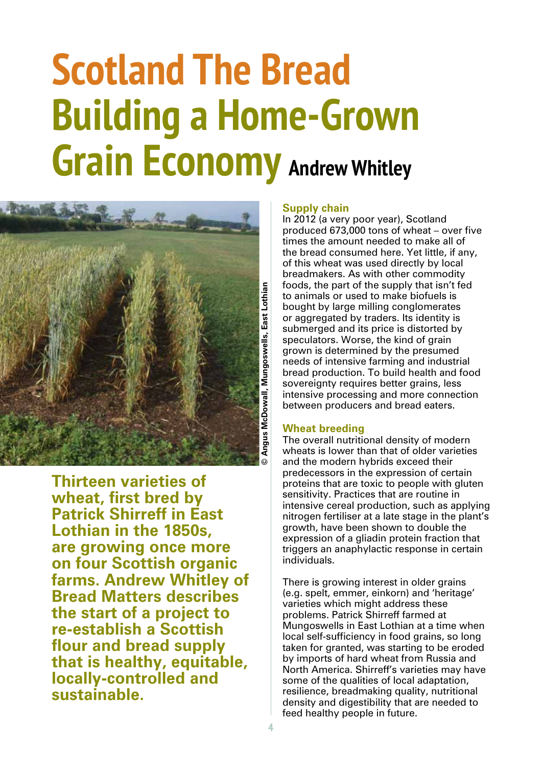# Scotland The Bread
# Building a Home-Grown Grain Economy

**Andrew Whitley**

© Angus McDowall, Mungoswells, East Lothian

**Thirteen varieties of wheat, first bred by Patrick Shirreff in East Lothian in the 1850s, are growing once more on four Scottish organic farms. Andrew Whitley of Bread Matters describes the start of a project to re-establish a Scottish flour and bread supply that is healthy, equitable, locally-controlled and sustainable.**

### Supply chain

In 2012 (a very poor year), Scotland produced 673,000 tons of wheat – over five times the amount needed to make all of the bread consumed here. Yet little, if any, of this wheat was used directly by local breadmakers. As with other commodity foods, the part of the supply that isn't fed to animals or used to make biofuels is bought by large milling conglomerates or aggregated by traders. Its identity is submerged and its price is distorted by speculators. Worse, the kind of grain grown is determined by the presumed needs of intensive farming and industrial bread production. To build health and food sovereignty requires better grains, less intensive processing and more connection between producers and bread eaters.

### Wheat breeding

The overall nutritional density of modern wheats is lower than that of older varieties and the modern hybrids exceed their predecessors in the expression of certain proteins that are toxic to people with gluten sensitivity. Practices that are routine in intensive cereal production, such as applying nitrogen fertiliser at a late stage in the plant's growth, have been shown to double the expression of a gliadin protein fraction that triggers an anaphylactic response in certain individuals.

There is growing interest in older grains (e.g. spelt, emmer, einkorn) and 'heritage' varieties which might address these problems. Patrick Shirreff farmed at Mungoswells in East Lothian at a time when local self-sufficiency in food grains, so long taken for granted, was starting to be eroded by imports of hard wheat from Russia and North America. Shirreff's varieties may have some of the qualities of local adaptation, resilience, breadmaking quality, nutritional density and digestibility that are needed to feed healthy people in future.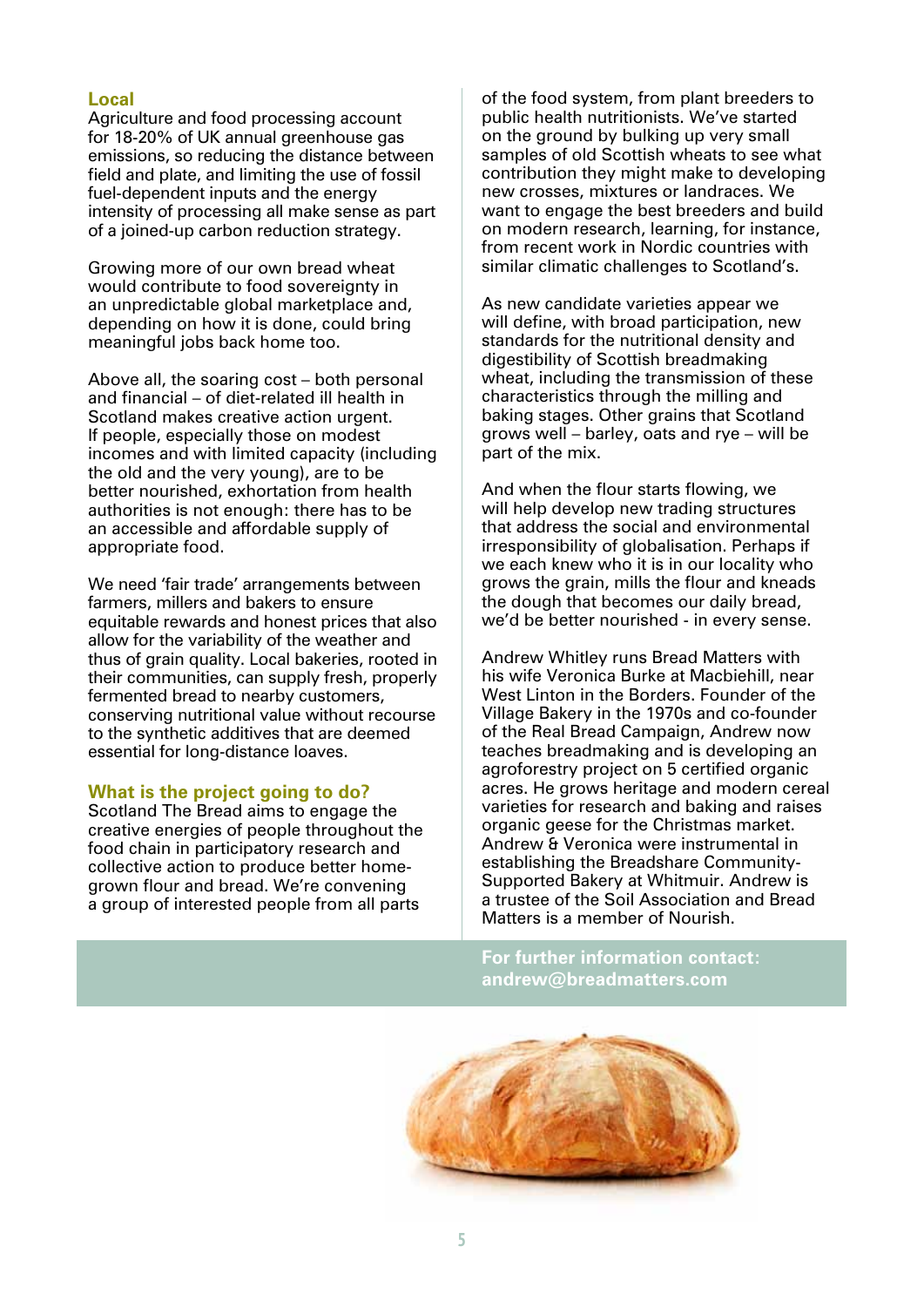## Local

Agriculture and food processing account for 18-20% of UK annual greenhouse gas emissions, so reducing the distance between field and plate, and limiting the use of fossil fuel-dependent inputs and the energy intensity of processing all make sense as part of a joined-up carbon reduction strategy.

Growing more of our own bread wheat would contribute to food sovereignty in an unpredictable global marketplace and, depending on how it is done, could bring meaningful jobs back home too.

Above all, the soaring cost – both personal and financial – of diet-related ill health in Scotland makes creative action urgent. If people, especially those on modest incomes and with limited capacity (including the old and the very young), are to be better nourished, exhortation from health authorities is not enough: there has to be an accessible and affordable supply of appropriate food.

We need 'fair trade' arrangements between farmers, millers and bakers to ensure equitable rewards and honest prices that also allow for the variability of the weather and thus of grain quality. Local bakeries, rooted in their communities, can supply fresh, properly fermented bread to nearby customers, conserving nutritional value without recourse to the synthetic additives that are deemed essential for long-distance loaves.

## What is the project going to do?

Scotland The Bread aims to engage the creative energies of people throughout the food chain in participatory research and collective action to produce better home-grown flour and bread. We're convening a group of interested people from all parts of the food system, from plant breeders to public health nutritionists. We've started on the ground by bulking up very small samples of old Scottish wheats to see what contribution they might make to developing new crosses, mixtures or landraces. We want to engage the best breeders and build on modern research, learning, for instance, from recent work in Nordic countries with similar climatic challenges to Scotland's.

As new candidate varieties appear we will define, with broad participation, new standards for the nutritional density and digestibility of Scottish breadmaking wheat, including the transmission of these characteristics through the milling and baking stages. Other grains that Scotland grows well – barley, oats and rye – will be part of the mix.

And when the flour starts flowing, we will help develop new trading structures that address the social and environmental irresponsibility of globalisation. Perhaps if we each knew who it is in our locality who grows the grain, mills the flour and kneads the dough that becomes our daily bread, we'd be better nourished - in every sense.

Andrew Whitley runs Bread Matters with his wife Veronica Burke at Macbiehill, near West Linton in the Borders. Founder of the Village Bakery in the 1970s and co-founder of the Real Bread Campaign, Andrew now teaches breadmaking and is developing an agroforestry project on 5 certified organic acres. He grows heritage and modern cereal varieties for research and baking and raises organic geese for the Christmas market. Andrew & Veronica were instrumental in establishing the Breadshare Community-Supported Bakery at Whitmuir. Andrew is a trustee of the Soil Association and Bread Matters is a member of Nourish.

**For further information contact: andrew@breadmatters.com**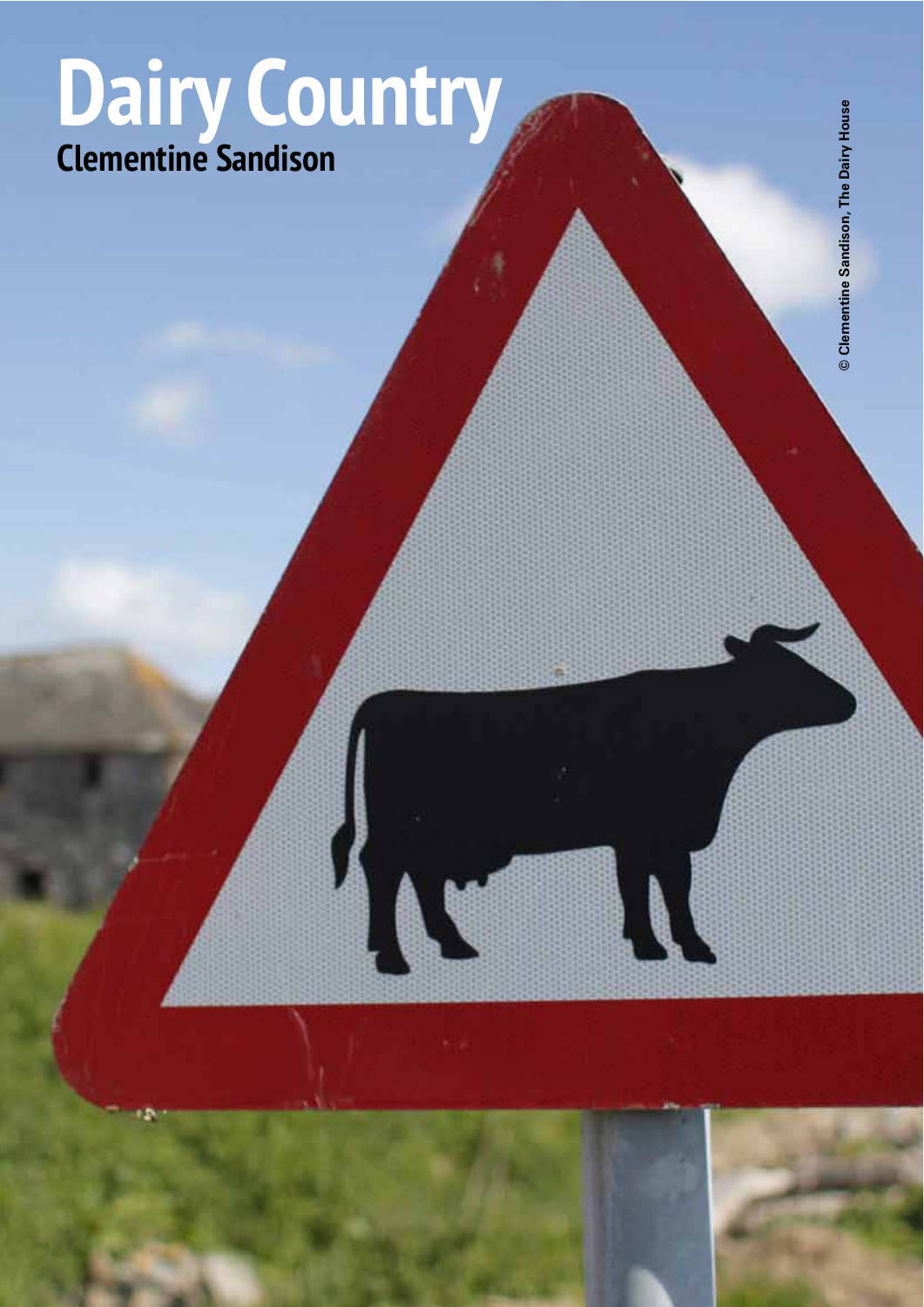# Dairy Country

## Clementine Sandison

© Clementine Sandison, The Dairy House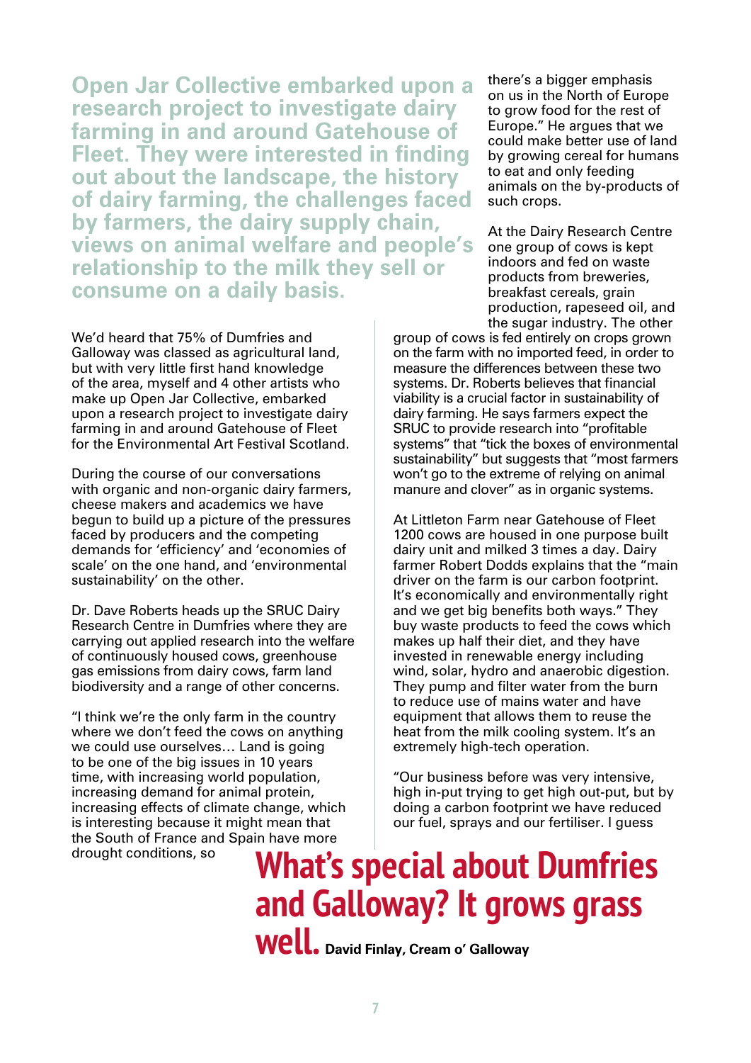**Open Jar Collective embarked upon a research project to investigate dairy farming in and around Gatehouse of Fleet. They were interested in finding out about the landscape, the history of dairy farming, the challenges faced by farmers, the dairy supply chain, views on animal welfare and people's relationship to the milk they sell or consume on a daily basis.**

We'd heard that 75% of Dumfries and Galloway was classed as agricultural land, but with very little first hand knowledge of the area, myself and 4 other artists who make up Open Jar Collective, embarked upon a research project to investigate dairy farming in and around Gatehouse of Fleet for the Environmental Art Festival Scotland.

During the course of our conversations with organic and non-organic dairy farmers, cheese makers and academics we have begun to build up a picture of the pressures faced by producers and the competing demands for 'efficiency' and 'economies of scale' on the one hand, and 'environmental sustainability' on the other.

Dr. Dave Roberts heads up the SRUC Dairy Research Centre in Dumfries where they are carrying out applied research into the welfare of continuously housed cows, greenhouse gas emissions from dairy cows, farm land biodiversity and a range of other concerns.

"I think we're the only farm in the country where we don't feed the cows on anything we could use ourselves… Land is going to be one of the big issues in 10 years time, with increasing world population, increasing demand for animal protein, increasing effects of climate change, which is interesting because it might mean that the South of France and Spain have more drought conditions, so there's a bigger emphasis on us in the North of Europe to grow food for the rest of Europe." He argues that we could make better use of land by growing cereal for humans to eat and only feeding animals on the by-products of such crops.

At the Dairy Research Centre one group of cows is kept indoors and fed on waste products from breweries, breakfast cereals, grain production, rapeseed oil, and the sugar industry. The other group of cows is fed entirely on crops grown on the farm with no imported feed, in order to measure the differences between these two systems. Dr. Roberts believes that financial viability is a crucial factor in sustainability of dairy farming. He says farmers expect the SRUC to provide research into "profitable systems" that "tick the boxes of environmental sustainability" but suggests that "most farmers won't go to the extreme of relying on animal manure and clover" as in organic systems.

At Littleton Farm near Gatehouse of Fleet 1200 cows are housed in one purpose built dairy unit and milked 3 times a day. Dairy farmer Robert Dodds explains that the "main driver on the farm is our carbon footprint. It's economically and environmentally right and we get big benefits both ways." They buy waste products to feed the cows which makes up half their diet, and they have invested in renewable energy including wind, solar, hydro and anaerobic digestion. They pump and filter water from the burn to reduce use of mains water and have equipment that allows them to reuse the heat from the milk cooling system. It's an extremely high-tech operation.

"Our business before was very intensive, high in-put trying to get high out-put, but by doing a carbon footprint we have reduced our fuel, sprays and our fertiliser. I guess

**What's special about Dumfries and Galloway? It grows grass well.** David Finlay, Cream o' Galloway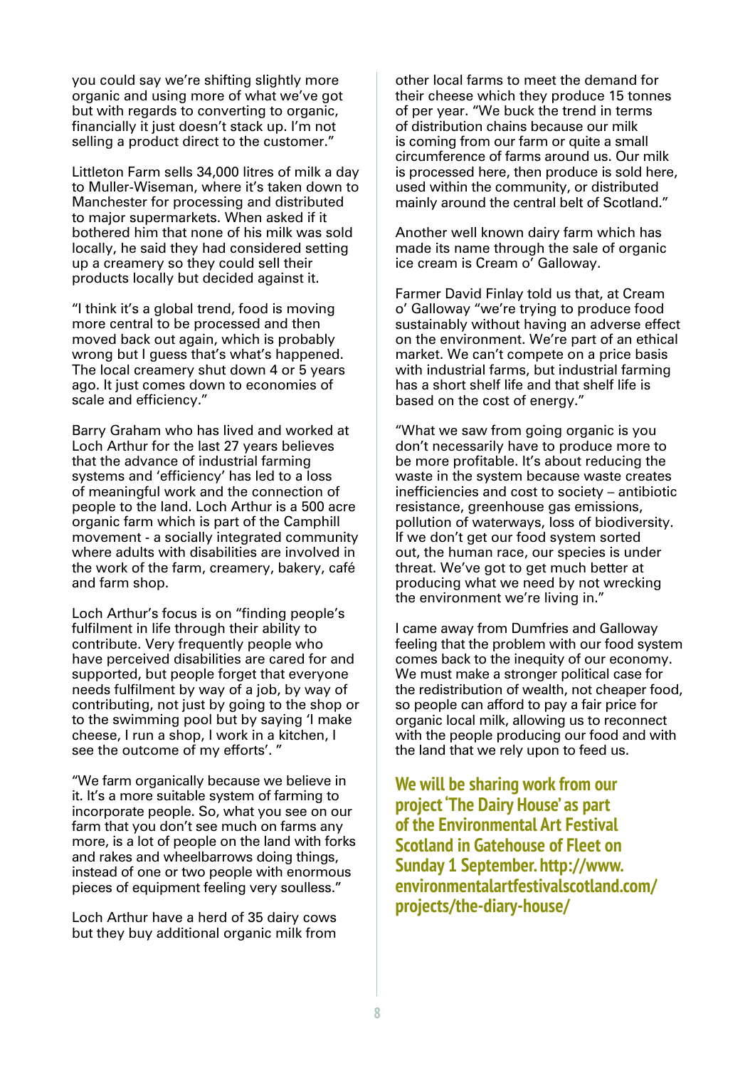you could say we're shifting slightly more organic and using more of what we've got but with regards to converting to organic, financially it just doesn't stack up. I'm not selling a product direct to the customer."

Littleton Farm sells 34,000 litres of milk a day to Muller-Wiseman, where it's taken down to Manchester for processing and distributed to major supermarkets. When asked if it bothered him that none of his milk was sold locally, he said they had considered setting up a creamery so they could sell their products locally but decided against it.

"I think it's a global trend, food is moving more central to be processed and then moved back out again, which is probably wrong but I guess that's what's happened. The local creamery shut down 4 or 5 years ago. It just comes down to economies of scale and efficiency."

Barry Graham who has lived and worked at Loch Arthur for the last 27 years believes that the advance of industrial farming systems and 'efficiency' has led to a loss of meaningful work and the connection of people to the land. Loch Arthur is a 500 acre organic farm which is part of the Camphill movement - a socially integrated community where adults with disabilities are involved in the work of the farm, creamery, bakery, café and farm shop.

Loch Arthur's focus is on "finding people's fulfilment in life through their ability to contribute. Very frequently people who have perceived disabilities are cared for and supported, but people forget that everyone needs fulfilment by way of a job, by way of contributing, not just by going to the shop or to the swimming pool but by saying 'I make cheese, I run a shop, I work in a kitchen, I see the outcome of my efforts'. "

"We farm organically because we believe in it. It's a more suitable system of farming to incorporate people. So, what you see on our farm that you don't see much on farms any more, is a lot of people on the land with forks and rakes and wheelbarrows doing things, instead of one or two people with enormous pieces of equipment feeling very soulless."

Loch Arthur have a herd of 35 dairy cows but they buy additional organic milk from other local farms to meet the demand for their cheese which they produce 15 tonnes of per year. "We buck the trend in terms of distribution chains because our milk is coming from our farm or quite a small circumference of farms around us. Our milk is processed here, then produce is sold here, used within the community, or distributed mainly around the central belt of Scotland."

Another well known dairy farm which has made its name through the sale of organic ice cream is Cream o' Galloway.

Farmer David Finlay told us that, at Cream o' Galloway "we're trying to produce food sustainably without having an adverse effect on the environment. We're part of an ethical market. We can't compete on a price basis with industrial farms, but industrial farming has a short shelf life and that shelf life is based on the cost of energy."

"What we saw from going organic is you don't necessarily have to produce more to be more profitable. It's about reducing the waste in the system because waste creates inefficiencies and cost to society – antibiotic resistance, greenhouse gas emissions, pollution of waterways, loss of biodiversity. If we don't get our food system sorted out, the human race, our species is under threat. We've got to get much better at producing what we need by not wrecking the environment we're living in."

I came away from Dumfries and Galloway feeling that the problem with our food system comes back to the inequity of our economy. We must make a stronger political case for the redistribution of wealth, not cheaper food, so people can afford to pay a fair price for organic local milk, allowing us to reconnect with the people producing our food and with the land that we rely upon to feed us.

**We will be sharing work from our project 'The Dairy House' as part of the Environmental Art Festival Scotland in Gatehouse of Fleet on Sunday 1 September. http://www.environmentalartfestivalscotland.com/projects/the-diary-house/**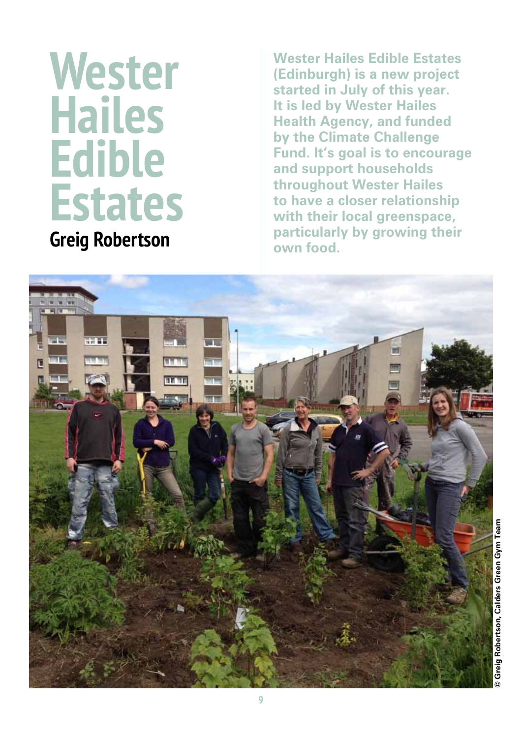# Wester Hailes Edible Estates

**Greig Robertson**

**Wester Hailes Edible Estates (Edinburgh) is a new project started in July of this year. It is led by Wester Hailes Health Agency, and funded by the Climate Challenge Fund. It's goal is to encourage and support households throughout Wester Hailes to have a closer relationship with their local greenspace, particularly by growing their own food.**

© Greig Robertson, Calders Green Gym Team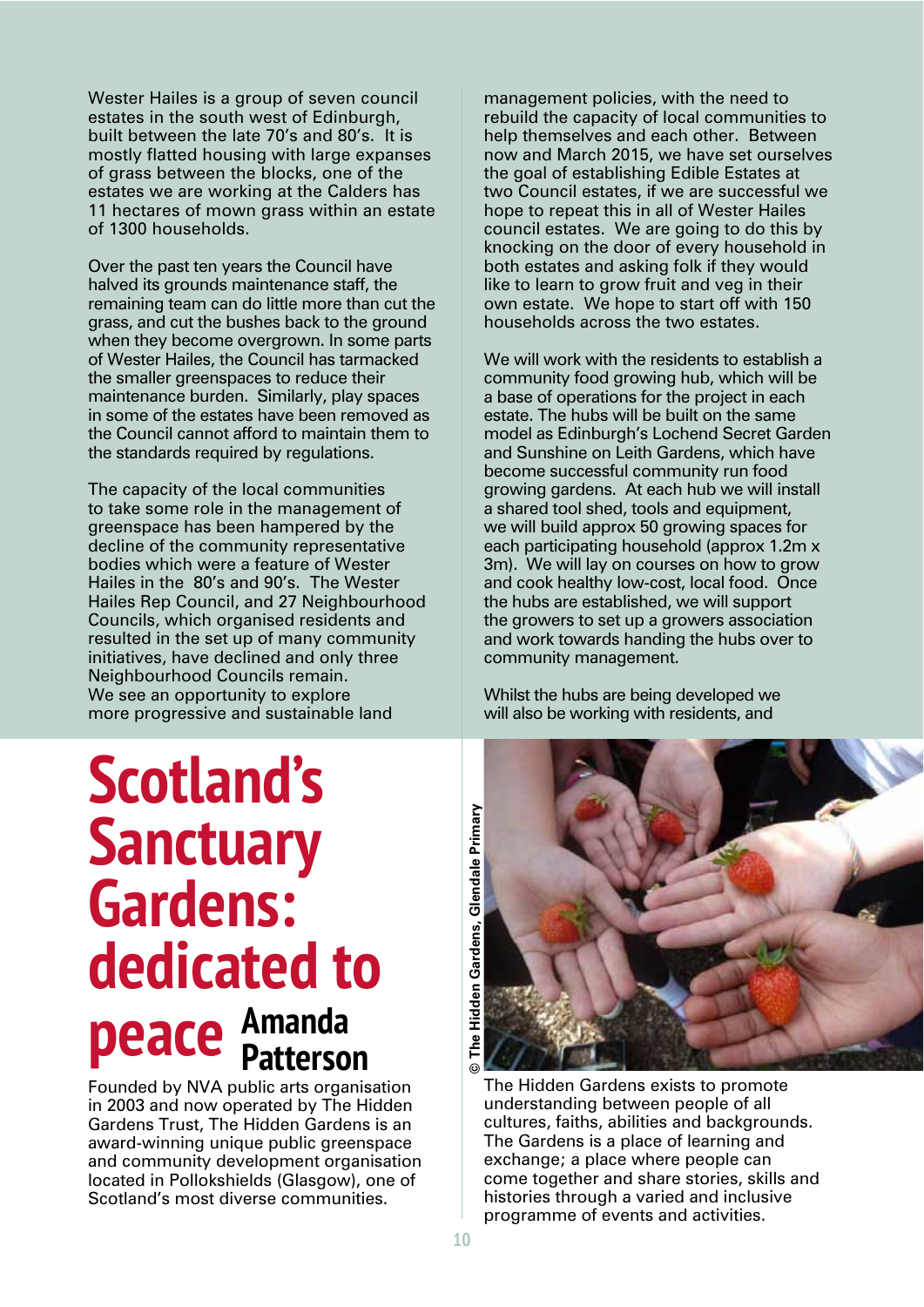Wester Hailes is a group of seven council estates in the south west of Edinburgh, built between the late 70's and 80's. It is mostly flatted housing with large expanses of grass between the blocks, one of the estates we are working at the Calders has 11 hectares of mown grass within an estate of 1300 households.

Over the past ten years the Council have halved its grounds maintenance staff, the remaining team can do little more than cut the grass, and cut the bushes back to the ground when they become overgrown. In some parts of Wester Hailes, the Council has tarmacked the smaller greenspaces to reduce their maintenance burden. Similarly, play spaces in some of the estates have been removed as the Council cannot afford to maintain them to the standards required by regulations.

The capacity of the local communities to take some role in the management of greenspace has been hampered by the decline of the community representative bodies which were a feature of Wester Hailes in the 80's and 90's. The Wester Hailes Rep Council, and 27 Neighbourhood Councils, which organised residents and resulted in the set up of many community initiatives, have declined and only three Neighbourhood Councils remain. We see an opportunity to explore more progressive and sustainable land management policies, with the need to rebuild the capacity of local communities to help themselves and each other. Between now and March 2015, we have set ourselves the goal of establishing Edible Estates at two Council estates, if we are successful we hope to repeat this in all of Wester Hailes council estates. We are going to do this by knocking on the door of every household in both estates and asking folk if they would like to learn to grow fruit and veg in their own estate. We hope to start off with 150 households across the two estates.

We will work with the residents to establish a community food growing hub, which will be a base of operations for the project in each estate. The hubs will be built on the same model as Edinburgh's Lochend Secret Garden and Sunshine on Leith Gardens, which have become successful community run food growing gardens. At each hub we will install a shared tool shed, tools and equipment, we will build approx 50 growing spaces for each participating household (approx 1.2m x 3m). We will lay on courses on how to grow and cook healthy low-cost, local food. Once the hubs are established, we will support the growers to set up a growers association and work towards handing the hubs over to community management.

Whilst the hubs are being developed we will also be working with residents, and

# Scotland's Sanctuary Gardens: dedicated to peace

**Amanda Patterson**

Founded by NVA public arts organisation in 2003 and now operated by The Hidden Gardens Trust, The Hidden Gardens is an award-winning unique public greenspace and community development organisation located in Pollokshields (Glasgow), one of Scotland's most diverse communities.

© The Hidden Gardens, Glendale Primary

The Hidden Gardens exists to promote understanding between people of all cultures, faiths, abilities and backgrounds. The Gardens is a place of learning and exchange; a place where people can come together and share stories, skills and histories through a varied and inclusive programme of events and activities.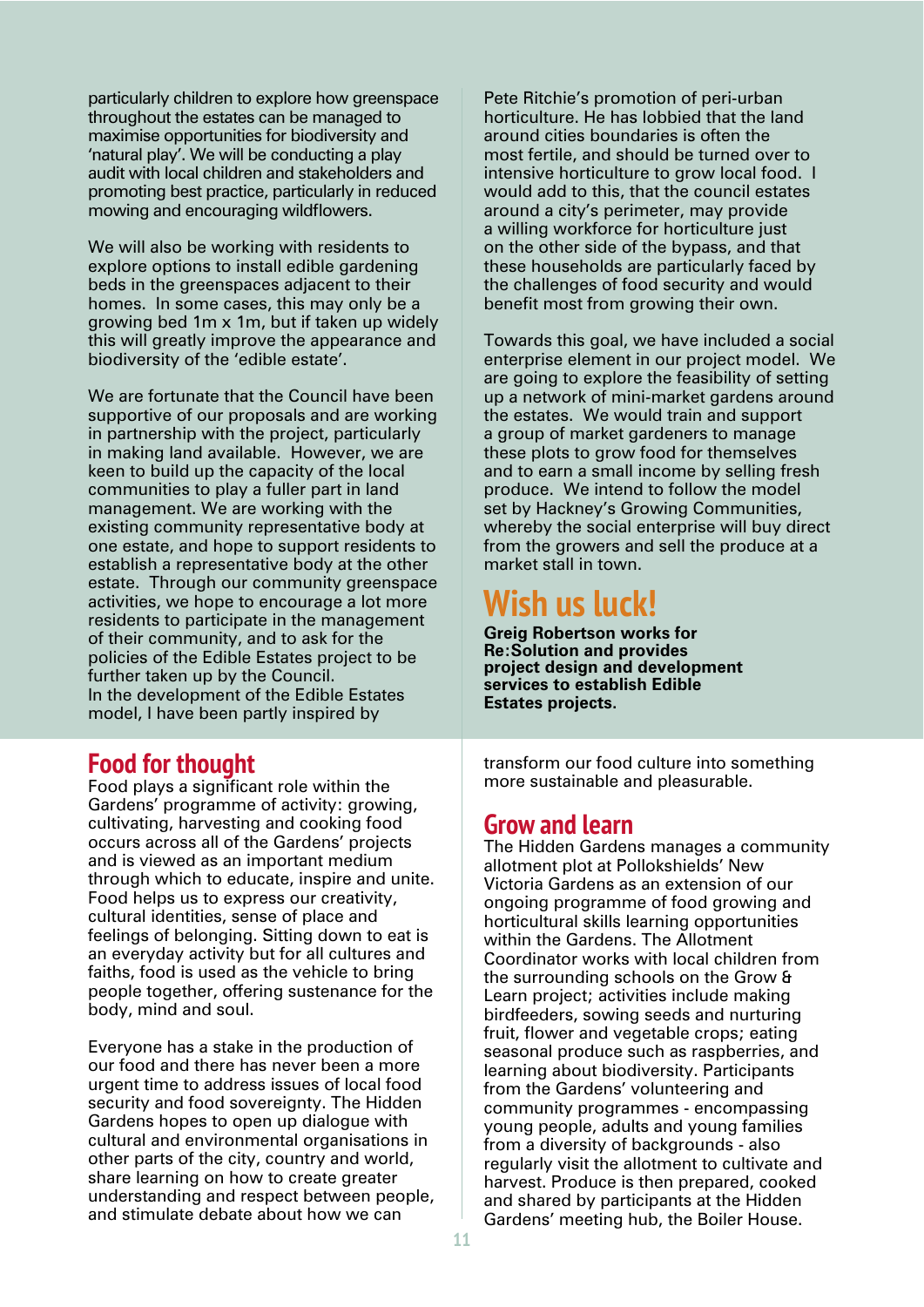particularly children to explore how greenspace throughout the estates can be managed to maximise opportunities for biodiversity and 'natural play'. We will be conducting a play audit with local children and stakeholders and promoting best practice, particularly in reduced mowing and encouraging wildflowers.

We will also be working with residents to explore options to install edible gardening beds in the greenspaces adjacent to their homes. In some cases, this may only be a growing bed 1m x 1m, but if taken up widely this will greatly improve the appearance and biodiversity of the 'edible estate'.

We are fortunate that the Council have been supportive of our proposals and are working in partnership with the project, particularly in making land available. However, we are keen to build up the capacity of the local communities to play a fuller part in land management. We are working with the existing community representative body at one estate, and hope to support residents to establish a representative body at the other estate. Through our community greenspace activities, we hope to encourage a lot more residents to participate in the management of their community, and to ask for the policies of the Edible Estates project to be further taken up by the Council.
In the development of the Edible Estates model, I have been partly inspired by Pete Ritchie's promotion of peri-urban horticulture. He has lobbied that the land around cities boundaries is often the most fertile, and should be turned over to intensive horticulture to grow local food. I would add to this, that the council estates around a city's perimeter, may provide a willing workforce for horticulture just on the other side of the bypass, and that these households are particularly faced by the challenges of food security and would benefit most from growing their own.

Towards this goal, we have included a social enterprise element in our project model. We are going to explore the feasibility of setting up a network of mini-market gardens around the estates. We would train and support a group of market gardeners to manage these plots to grow food for themselves and to earn a small income by selling fresh produce. We intend to follow the model set by Hackney's Growing Communities, whereby the social enterprise will buy direct from the growers and sell the produce at a market stall in town.

## Wish us luck!

**Greig Robertson works for Re:Solution and provides project design and development services to establish Edible Estates projects.**

## Food for thought

Food plays a significant role within the Gardens' programme of activity: growing, cultivating, harvesting and cooking food occurs across all of the Gardens' projects and is viewed as an important medium through which to educate, inspire and unite. Food helps us to express our creativity, cultural identities, sense of place and feelings of belonging. Sitting down to eat is an everyday activity but for all cultures and faiths, food is used as the vehicle to bring people together, offering sustenance for the body, mind and soul.

Everyone has a stake in the production of our food and there has never been a more urgent time to address issues of local food security and food sovereignty. The Hidden Gardens hopes to open up dialogue with cultural and environmental organisations in other parts of the city, country and world, share learning on how to create greater understanding and respect between people, and stimulate debate about how we can transform our food culture into something more sustainable and pleasurable.

## Grow and learn

The Hidden Gardens manages a community allotment plot at Pollokshields' New Victoria Gardens as an extension of our ongoing programme of food growing and horticultural skills learning opportunities within the Gardens. The Allotment Coordinator works with local children from the surrounding schools on the Grow & Learn project; activities include making birdfeeders, sowing seeds and nurturing fruit, flower and vegetable crops; eating seasonal produce such as raspberries, and learning about biodiversity. Participants from the Gardens' volunteering and community programmes - encompassing young people, adults and young families from a diversity of backgrounds - also regularly visit the allotment to cultivate and harvest. Produce is then prepared, cooked and shared by participants at the Hidden Gardens' meeting hub, the Boiler House.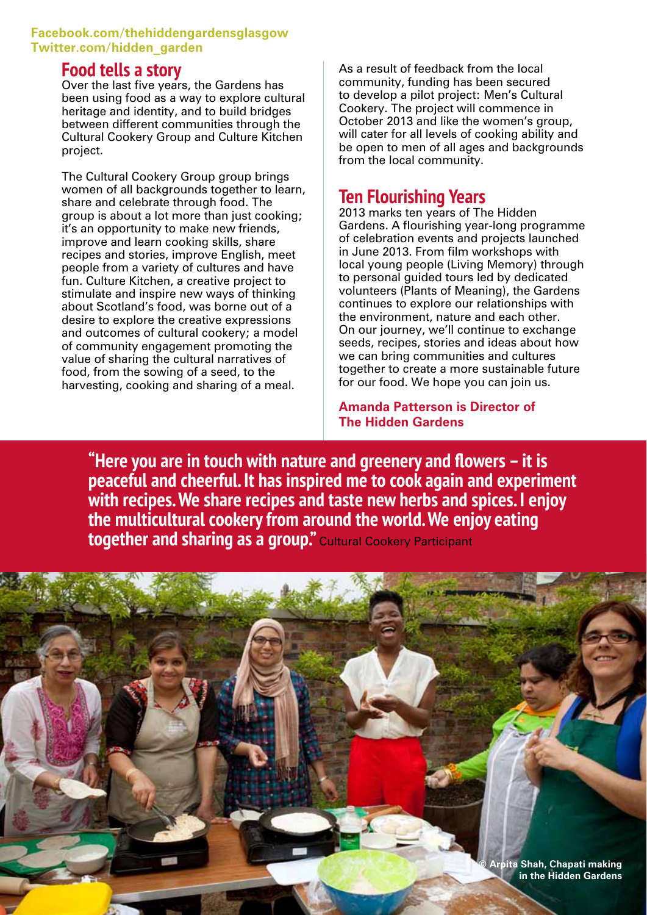**Facebook.com/thehiddengardensglasgow**
**Twitter.com/hidden_garden**

## Food tells a story

Over the last five years, the Gardens has been using food as a way to explore cultural heritage and identity, and to build bridges between different communities through the Cultural Cookery Group and Culture Kitchen project.

The Cultural Cookery Group group brings women of all backgrounds together to learn, share and celebrate through food. The group is about a lot more than just cooking; it's an opportunity to make new friends, improve and learn cooking skills, share recipes and stories, improve English, meet people from a variety of cultures and have fun. Culture Kitchen, a creative project to stimulate and inspire new ways of thinking about Scotland's food, was borne out of a desire to explore the creative expressions and outcomes of cultural cookery; a model of community engagement promoting the value of sharing the cultural narratives of food, from the sowing of a seed, to the harvesting, cooking and sharing of a meal.

As a result of feedback from the local community, funding has been secured to develop a pilot project: Men's Cultural Cookery. The project will commence in October 2013 and like the women's group, will cater for all levels of cooking ability and be open to men of all ages and backgrounds from the local community.

## Ten Flourishing Years

2013 marks ten years of The Hidden Gardens. A flourishing year-long programme of celebration events and projects launched in June 2013. From film workshops with local young people (Living Memory) through to personal guided tours led by dedicated volunteers (Plants of Meaning), the Gardens continues to explore our relationships with the environment, nature and each other. On our journey, we'll continue to exchange seeds, recipes, stories and ideas about how we can bring communities and cultures together to create a more sustainable future for our food. We hope you can join us.

**Amanda Patterson is Director of The Hidden Gardens**

**"Here you are in touch with nature and greenery and flowers – it is peaceful and cheerful. It has inspired me to cook again and experiment with recipes. We share recipes and taste new herbs and spices. I enjoy the multicultural cookery from around the world. We enjoy eating together and sharing as a group."** Cultural Cookery Participant

**© Arpita Shah, Chapati making in the Hidden Gardens**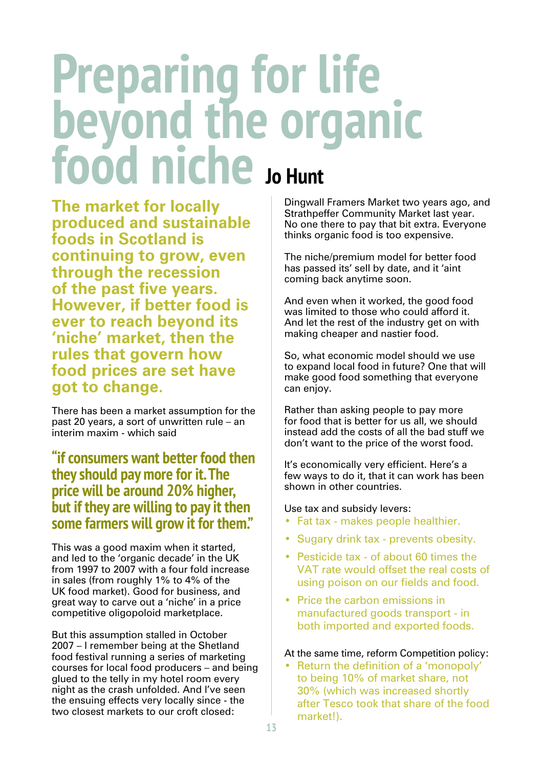# Preparing for life beyond the organic food niche

**Jo Hunt**

**The market for locally produced and sustainable foods in Scotland is continuing to grow, even through the recession of the past five years. However, if better food is ever to reach beyond its 'niche' market, then the rules that govern how food prices are set have got to change.**

There has been a market assumption for the past 20 years, a sort of unwritten rule – an interim maxim - which said

> **"if consumers want better food then they should pay more for it. The price will be around 20% higher, but if they are willing to pay it then some farmers will grow it for them."**

This was a good maxim when it started, and led to the 'organic decade' in the UK from 1997 to 2007 with a four fold increase in sales (from roughly 1% to 4% of the UK food market). Good for business, and great way to carve out a 'niche' in a price competitive oligopoloid marketplace.

But this assumption stalled in October 2007 – I remember being at the Shetland food festival running a series of marketing courses for local food producers – and being glued to the telly in my hotel room every night as the crash unfolded. And I've seen the ensuing effects very locally since - the two closest markets to our croft closed: Dingwall Framers Market two years ago, and Strathpeffer Community Market last year. No one there to pay that bit extra. Everyone thinks organic food is too expensive.

The niche/premium model for better food has passed its' sell by date, and it 'aint coming back anytime soon.

And even when it worked, the good food was limited to those who could afford it. And let the rest of the industry get on with making cheaper and nastier food.

So, what economic model should we use to expand local food in future? One that will make good food something that everyone can enjoy.

Rather than asking people to pay more for food that is better for us all, we should instead add the costs of all the bad stuff we don't want to the price of the worst food.

It's economically very efficient. Here's a few ways to do it, that it can work has been shown in other countries.

Use tax and subsidy levers:

- Fat tax - makes people healthier.
- Sugary drink tax - prevents obesity.
- Pesticide tax - of about 60 times the VAT rate would offset the real costs of using poison on our fields and food.
- Price the carbon emissions in manufactured goods transport - in both imported and exported foods.

At the same time, reform Competition policy:

- Return the definition of a 'monopoly' to being 10% of market share, not 30% (which was increased shortly after Tesco took that share of the food market!).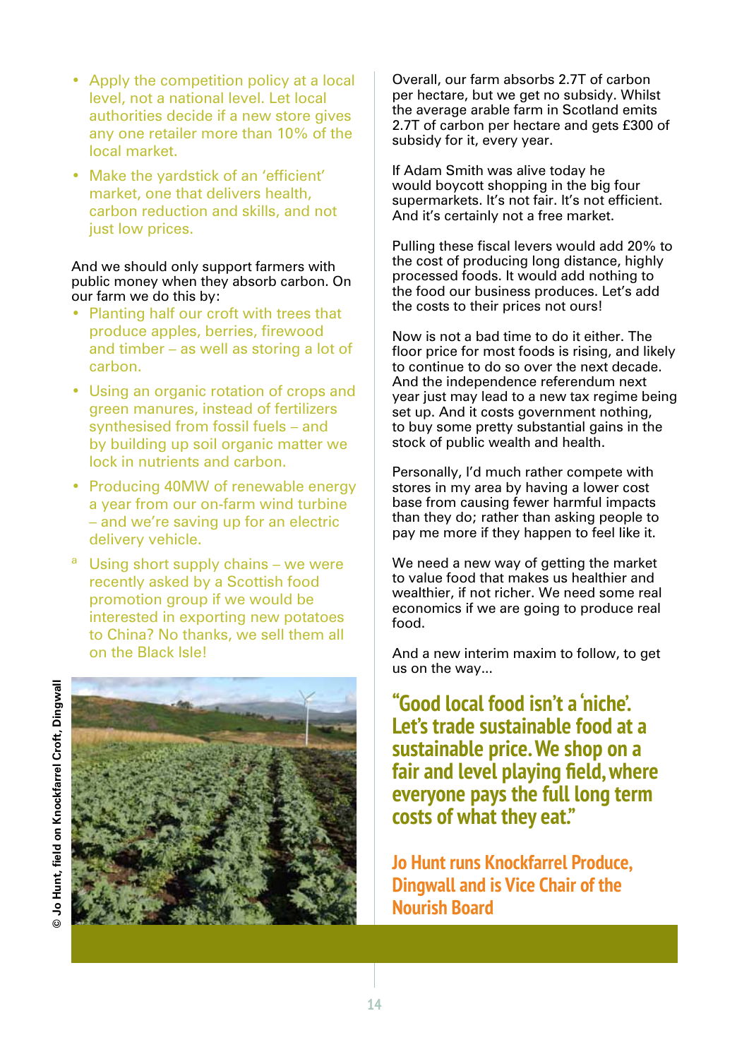- Apply the competition policy at a local level, not a national level. Let local authorities decide if a new store gives any one retailer more than 10% of the local market.
- Make the yardstick of an 'efficient' market, one that delivers health, carbon reduction and skills, and not just low prices.

And we should only support farmers with public money when they absorb carbon. On our farm we do this by:

- Planting half our croft with trees that produce apples, berries, firewood and timber – as well as storing a lot of carbon.
- Using an organic rotation of crops and green manures, instead of fertilizers synthesised from fossil fuels – and by building up soil organic matter we lock in nutrients and carbon.
- Producing 40MW of renewable energy a year from our on-farm wind turbine – and we're saving up for an electric delivery vehicle.
- Using short supply chains – we were recently asked by a Scottish food promotion group if we would be interested in exporting new potatoes to China? No thanks, we sell them all on the Black Isle!

© Jo Hunt, field on Knockfarrel Croft, Dingwall

Overall, our farm absorbs 2.7T of carbon per hectare, but we get no subsidy. Whilst the average arable farm in Scotland emits 2.7T of carbon per hectare and gets £300 of subsidy for it, every year.

If Adam Smith was alive today he would boycott shopping in the big four supermarkets. It's not fair. It's not efficient. And it's certainly not a free market.

Pulling these fiscal levers would add 20% to the cost of producing long distance, highly processed foods. It would add nothing to the food our business produces. Let's add the costs to their prices not ours!

Now is not a bad time to do it either. The floor price for most foods is rising, and likely to continue to do so over the next decade. And the independence referendum next year just may lead to a new tax regime being set up. And it costs government nothing, to buy some pretty substantial gains in the stock of public wealth and health.

Personally, I'd much rather compete with stores in my area by having a lower cost base from causing fewer harmful impacts than they do; rather than asking people to pay me more if they happen to feel like it.

We need a new way of getting the market to value food that makes us healthier and wealthier, if not richer. We need some real economics if we are going to produce real food.

And a new interim maxim to follow, to get us on the way...

**"Good local food isn't a 'niche'. Let's trade sustainable food at a sustainable price. We shop on a fair and level playing field, where everyone pays the full long term costs of what they eat."**

**Jo Hunt runs Knockfarrel Produce, Dingwall and is Vice Chair of the Nourish Board**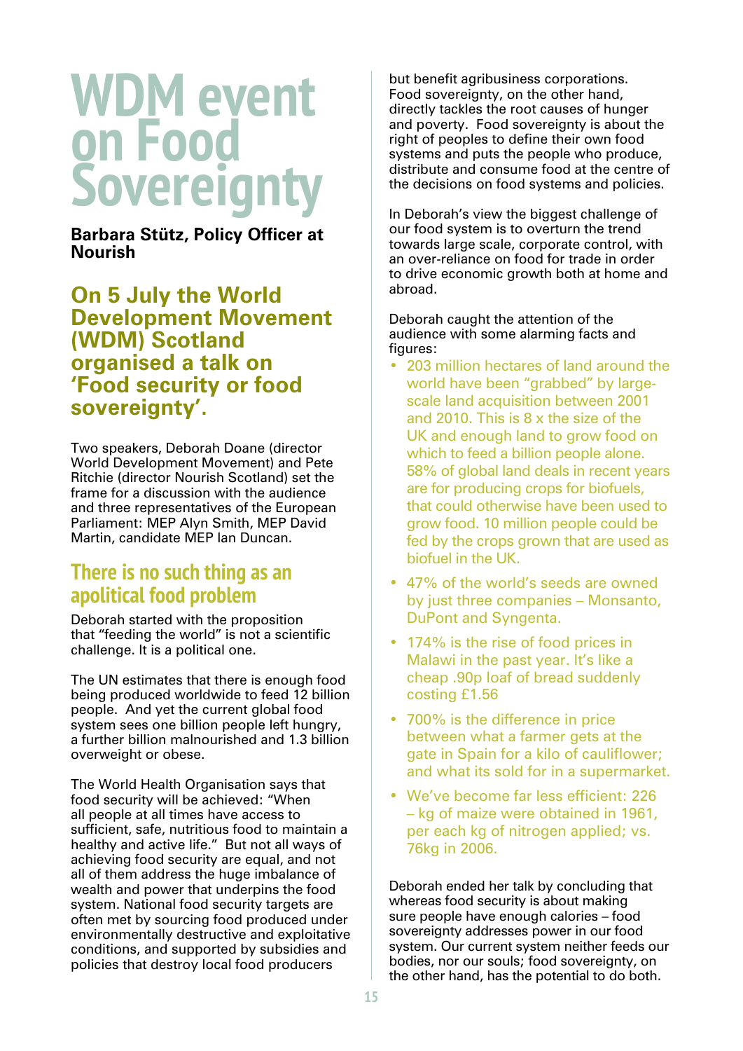# WDM event on Food Sovereignty

**Barbara Stütz, Policy Officer at Nourish**

## On 5 July the World Development Movement (WDM) Scotland organised a talk on 'Food security or food sovereignty'.

Two speakers, Deborah Doane (director World Development Movement) and Pete Ritchie (director Nourish Scotland) set the frame for a discussion with the audience and three representatives of the European Parliament: MEP Alyn Smith, MEP David Martin, candidate MEP Ian Duncan.

### There is no such thing as an apolitical food problem

Deborah started with the proposition that "feeding the world" is not a scientific challenge. It is a political one.

The UN estimates that there is enough food being produced worldwide to feed 12 billion people. And yet the current global food system sees one billion people left hungry, a further billion malnourished and 1.3 billion overweight or obese.

The World Health Organisation says that food security will be achieved: "When all people at all times have access to sufficient, safe, nutritious food to maintain a healthy and active life." But not all ways of achieving food security are equal, and not all of them address the huge imbalance of wealth and power that underpins the food system. National food security targets are often met by sourcing food produced under environmentally destructive and exploitative conditions, and supported by subsidies and policies that destroy local food producers but benefit agribusiness corporations. Food sovereignty, on the other hand, directly tackles the root causes of hunger and poverty. Food sovereignty is about the right of peoples to define their own food systems and puts the people who produce, distribute and consume food at the centre of the decisions on food systems and policies.

In Deborah's view the biggest challenge of our food system is to overturn the trend towards large scale, corporate control, with an over-reliance on food for trade in order to drive economic growth both at home and abroad.

Deborah caught the attention of the audience with some alarming facts and figures:

- 203 million hectares of land around the world have been "grabbed" by large-scale land acquisition between 2001 and 2010. This is 8 x the size of the UK and enough land to grow food on which to feed a billion people alone. 58% of global land deals in recent years are for producing crops for biofuels, that could otherwise have been used to grow food. 10 million people could be fed by the crops grown that are used as biofuel in the UK.
- 47% of the world's seeds are owned by just three companies – Monsanto, DuPont and Syngenta.
- 174% is the rise of food prices in Malawi in the past year. It's like a cheap .90p loaf of bread suddenly costing £1.56
- 700% is the difference in price between what a farmer gets at the gate in Spain for a kilo of cauliflower; and what its sold for in a supermarket.
- We've become far less efficient: 226 – kg of maize were obtained in 1961, per each kg of nitrogen applied; vs. 76kg in 2006.

Deborah ended her talk by concluding that whereas food security is about making sure people have enough calories – food sovereignty addresses power in our food system. Our current system neither feeds our bodies, nor our souls; food sovereignty, on the other hand, has the potential to do both.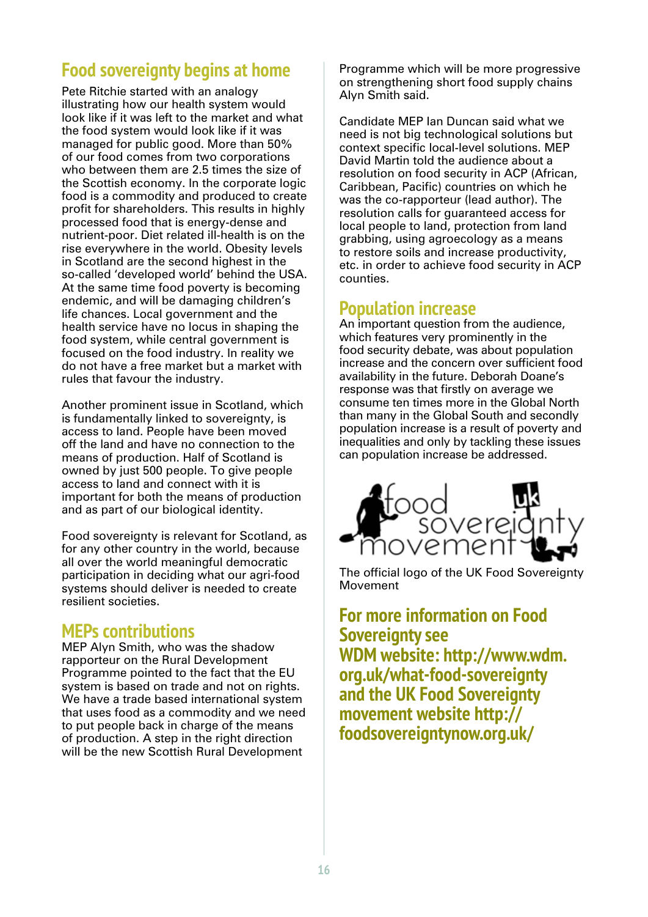## Food sovereignty begins at home

Pete Ritchie started with an analogy illustrating how our health system would look like if it was left to the market and what the food system would look like if it was managed for public good. More than 50% of our food comes from two corporations who between them are 2.5 times the size of the Scottish economy. In the corporate logic food is a commodity and produced to create profit for shareholders. This results in highly processed food that is energy-dense and nutrient-poor. Diet related ill-health is on the rise everywhere in the world. Obesity levels in Scotland are the second highest in the so-called 'developed world' behind the USA. At the same time food poverty is becoming endemic, and will be damaging children's life chances. Local government and the health service have no locus in shaping the food system, while central government is focused on the food industry. In reality we do not have a free market but a market with rules that favour the industry.

Another prominent issue in Scotland, which is fundamentally linked to sovereignty, is access to land. People have been moved off the land and have no connection to the means of production. Half of Scotland is owned by just 500 people. To give people access to land and connect with it is important for both the means of production and as part of our biological identity.

Food sovereignty is relevant for Scotland, as for any other country in the world, because all over the world meaningful democratic participation in deciding what our agri-food systems should deliver is needed to create resilient societies.

## MEPs contributions

MEP Alyn Smith, who was the shadow rapporteur on the Rural Development Programme pointed to the fact that the EU system is based on trade and not on rights. We have a trade based international system that uses food as a commodity and we need to put people back in charge of the means of production. A step in the right direction will be the new Scottish Rural Development Programme which will be more progressive on strengthening short food supply chains Alyn Smith said.

Candidate MEP Ian Duncan said what we need is not big technological solutions but context specific local-level solutions. MEP David Martin told the audience about a resolution on food security in ACP (African, Caribbean, Pacific) countries on which he was the co-rapporteur (lead author). The resolution calls for guaranteed access for local people to land, protection from land grabbing, using agroecology as a means to restore soils and increase productivity, etc. in order to achieve food security in ACP counties.

## Population increase

An important question from the audience, which features very prominently in the food security debate, was about population increase and the concern over sufficient food availability in the future. Deborah Doane's response was that firstly on average we consume ten times more in the Global North than many in the Global South and secondly population increase is a result of poverty and inequalities and only by tackling these issues can population increase be addressed.

The official logo of the UK Food Sovereignty Movement

## For more information on Food Sovereignty see WDM website: http://www.wdm.org.uk/what-food-sovereignty and the UK Food Sovereignty movement website http://foodsovereigntynow.org.uk/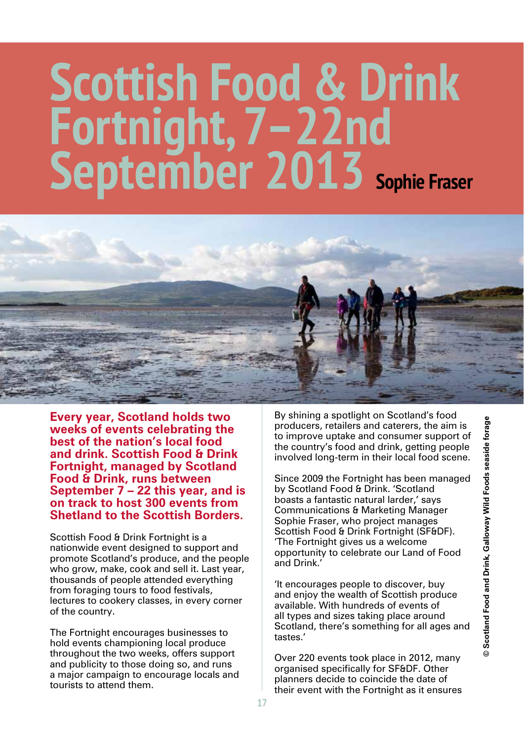# Scottish Food & Drink Fortnight, 7–22nd September 2013

**Sophie Fraser**

© Scotland Food and Drink, Galloway Wild Foods seaside forage

**Every year, Scotland holds two weeks of events celebrating the best of the nation's local food and drink. Scottish Food & Drink Fortnight, managed by Scotland Food & Drink, runs between September 7 – 22 this year, and is on track to host 300 events from Shetland to the Scottish Borders.**

Scottish Food & Drink Fortnight is a nationwide event designed to support and promote Scotland's produce, and the people who grow, make, cook and sell it. Last year, thousands of people attended everything from foraging tours to food festivals, lectures to cookery classes, in every corner of the country.

The Fortnight encourages businesses to hold events championing local produce throughout the two weeks, offers support and publicity to those doing so, and runs a major campaign to encourage locals and tourists to attend them.

By shining a spotlight on Scotland's food producers, retailers and caterers, the aim is to improve uptake and consumer support of the country's food and drink, getting people involved long-term in their local food scene.

Since 2009 the Fortnight has been managed by Scotland Food & Drink. 'Scotland boasts a fantastic natural larder,' says Communications & Marketing Manager Sophie Fraser, who project manages Scottish Food & Drink Fortnight (SF&DF). 'The Fortnight gives us a welcome opportunity to celebrate our Land of Food and Drink.'

'It encourages people to discover, buy and enjoy the wealth of Scottish produce available. With hundreds of events of all types and sizes taking place around Scotland, there's something for all ages and tastes.'

Over 220 events took place in 2012, many organised specifically for SF&DF. Other planners decide to coincide the date of their event with the Fortnight as it ensures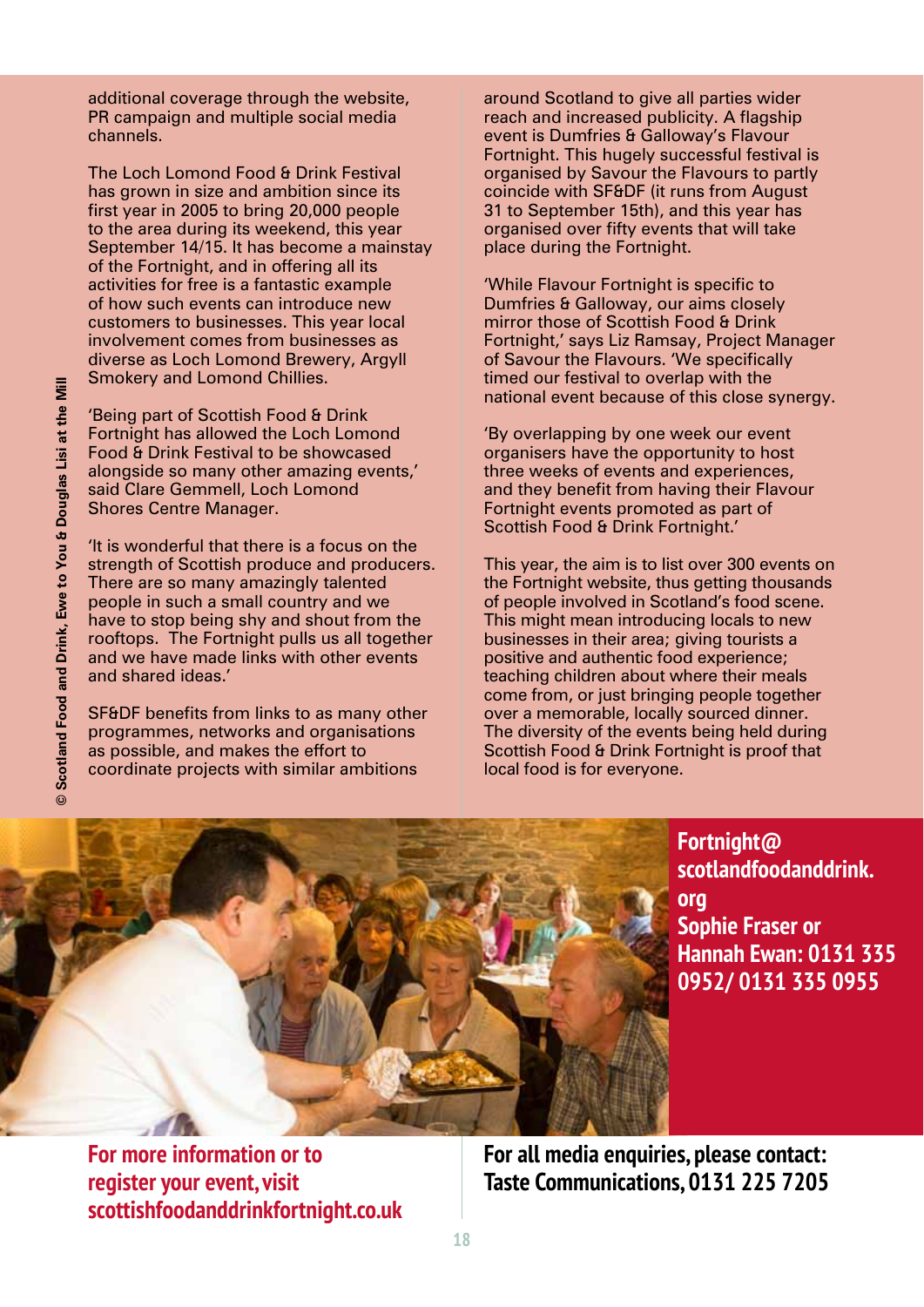additional coverage through the website, PR campaign and multiple social media channels.

The Loch Lomond Food & Drink Festival has grown in size and ambition since its first year in 2005 to bring 20,000 people to the area during its weekend, this year September 14/15. It has become a mainstay of the Fortnight, and in offering all its activities for free is a fantastic example of how such events can introduce new customers to businesses. This year local involvement comes from businesses as diverse as Loch Lomond Brewery, Argyll Smokery and Lomond Chillies.

'Being part of Scottish Food & Drink Fortnight has allowed the Loch Lomond Food & Drink Festival to be showcased alongside so many other amazing events,' said Clare Gemmell, Loch Lomond Shores Centre Manager.

'It is wonderful that there is a focus on the strength of Scottish produce and producers. There are so many amazingly talented people in such a small country and we have to stop being shy and shout from the rooftops. The Fortnight pulls us all together and we have made links with other events and shared ideas.'

SF&DF benefits from links to as many other programmes, networks and organisations as possible, and makes the effort to coordinate projects with similar ambitions around Scotland to give all parties wider reach and increased publicity. A flagship event is Dumfries & Galloway's Flavour Fortnight. This hugely successful festival is organised by Savour the Flavours to partly coincide with SF&DF (it runs from August 31 to September 15th), and this year has organised over fifty events that will take place during the Fortnight.

'While Flavour Fortnight is specific to Dumfries & Galloway, our aims closely mirror those of Scottish Food & Drink Fortnight,' says Liz Ramsay, Project Manager of Savour the Flavours. 'We specifically timed our festival to overlap with the national event because of this close synergy.

'By overlapping by one week our event organisers have the opportunity to host three weeks of events and experiences, and they benefit from having their Flavour Fortnight events promoted as part of Scottish Food & Drink Fortnight.'

This year, the aim is to list over 300 events on the Fortnight website, thus getting thousands of people involved in Scotland's food scene. This might mean introducing locals to new businesses in their area; giving tourists a positive and authentic food experience; teaching children about where their meals come from, or just bringing people together over a memorable, locally sourced dinner. The diversity of the events being held during Scottish Food & Drink Fortnight is proof that local food is for everyone.

© Scotland Food and Drink, Ewe to You & Douglas Lisi at the Mill

**Fortnight@scotlandfoodanddrink.org**
**Sophie Fraser or Hannah Ewan: 0131 335 0952/ 0131 335 0955**

**For more information or to register your event, visit scottishfoodanddrinkfortnight.co.uk**

**For all media enquiries, please contact: Taste Communications, 0131 225 7205**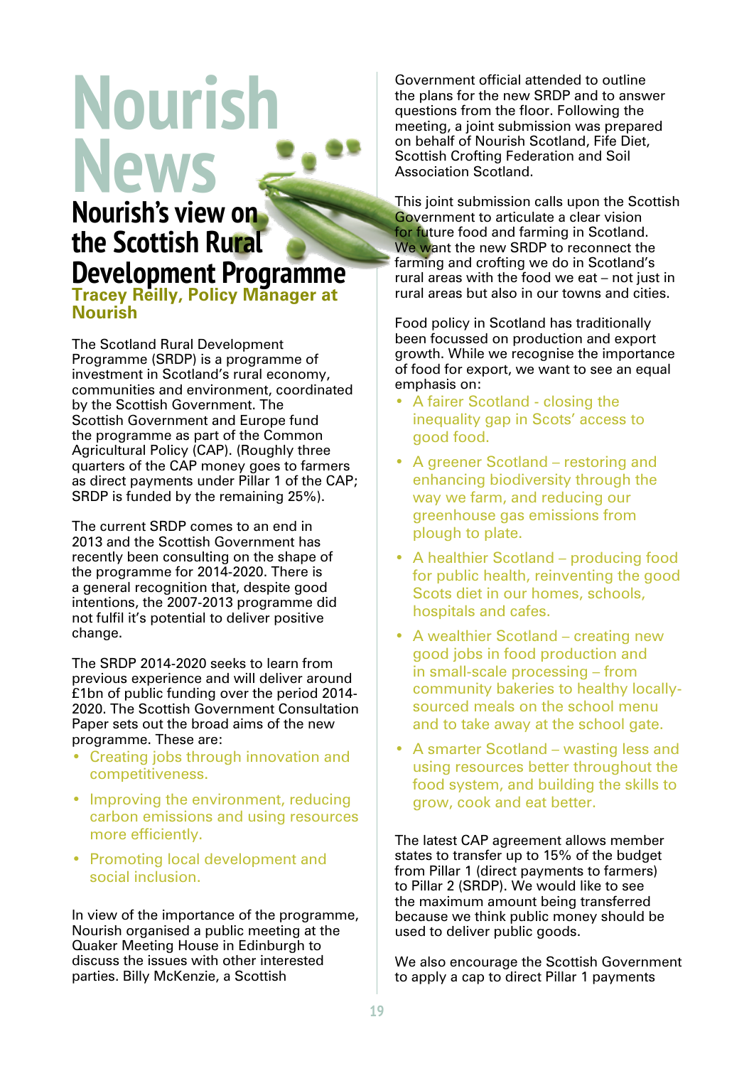# Nourish News

## Nourish's view on the Scottish Rural Development Programme

**Tracey Reilly, Policy Manager at Nourish**

The Scotland Rural Development Programme (SRDP) is a programme of investment in Scotland's rural economy, communities and environment, coordinated by the Scottish Government. The Scottish Government and Europe fund the programme as part of the Common Agricultural Policy (CAP). (Roughly three quarters of the CAP money goes to farmers as direct payments under Pillar 1 of the CAP; SRDP is funded by the remaining 25%).

The current SRDP comes to an end in 2013 and the Scottish Government has recently been consulting on the shape of the programme for 2014-2020. There is a general recognition that, despite good intentions, the 2007-2013 programme did not fulfil it's potential to deliver positive change.

The SRDP 2014-2020 seeks to learn from previous experience and will deliver around £1bn of public funding over the period 2014-2020. The Scottish Government Consultation Paper sets out the broad aims of the new programme. These are:

- Creating jobs through innovation and competitiveness.
- Improving the environment, reducing carbon emissions and using resources more efficiently.
- Promoting local development and social inclusion.

In view of the importance of the programme, Nourish organised a public meeting at the Quaker Meeting House in Edinburgh to discuss the issues with other interested parties. Billy McKenzie, a Scottish Government official attended to outline the plans for the new SRDP and to answer questions from the floor. Following the meeting, a joint submission was prepared on behalf of Nourish Scotland, Fife Diet, Scottish Crofting Federation and Soil Association Scotland.

This joint submission calls upon the Scottish Government to articulate a clear vision for future food and farming in Scotland. We want the new SRDP to reconnect the farming and crofting we do in Scotland's rural areas with the food we eat – not just in rural areas but also in our towns and cities.

Food policy in Scotland has traditionally been focussed on production and export growth. While we recognise the importance of food for export, we want to see an equal emphasis on:

- A fairer Scotland - closing the inequality gap in Scots' access to good food.
- A greener Scotland – restoring and enhancing biodiversity through the way we farm, and reducing our greenhouse gas emissions from plough to plate.
- A healthier Scotland – producing food for public health, reinventing the good Scots diet in our homes, schools, hospitals and cafes.
- A wealthier Scotland – creating new good jobs in food production and in small-scale processing – from community bakeries to healthy locally-sourced meals on the school menu and to take away at the school gate.
- A smarter Scotland – wasting less and using resources better throughout the food system, and building the skills to grow, cook and eat better.

The latest CAP agreement allows member states to transfer up to 15% of the budget from Pillar 1 (direct payments to farmers) to Pillar 2 (SRDP). We would like to see the maximum amount being transferred because we think public money should be used to deliver public goods.

We also encourage the Scottish Government to apply a cap to direct Pillar 1 payments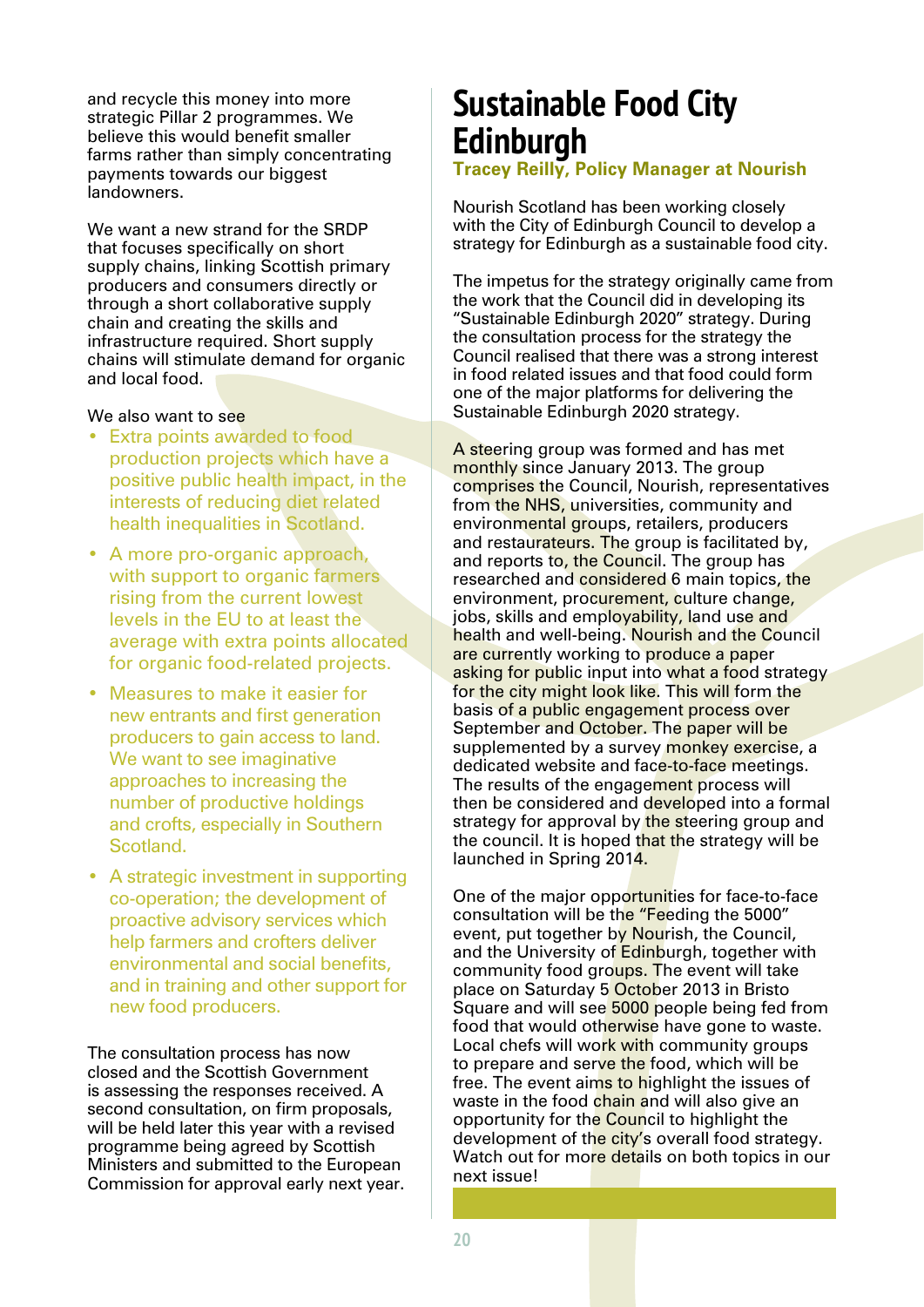and recycle this money into more strategic Pillar 2 programmes. We believe this would benefit smaller farms rather than simply concentrating payments towards our biggest landowners.

We want a new strand for the SRDP that focuses specifically on short supply chains, linking Scottish primary producers and consumers directly or through a short collaborative supply chain and creating the skills and infrastructure required. Short supply chains will stimulate demand for organic and local food.

We also want to see

- Extra points awarded to food production projects which have a positive public health impact, in the interests of reducing diet related health inequalities in Scotland.
- A more pro-organic approach, with support to organic farmers rising from the current lowest levels in the EU to at least the average with extra points allocated for organic food-related projects.
- Measures to make it easier for new entrants and first generation producers to gain access to land. We want to see imaginative approaches to increasing the number of productive holdings and crofts, especially in Southern Scotland.
- A strategic investment in supporting co-operation; the development of proactive advisory services which help farmers and crofters deliver environmental and social benefits, and in training and other support for new food producers.

The consultation process has now closed and the Scottish Government is assessing the responses received. A second consultation, on firm proposals, will be held later this year with a revised programme being agreed by Scottish Ministers and submitted to the European Commission for approval early next year.

# Sustainable Food City Edinburgh

**Tracey Reilly, Policy Manager at Nourish**

Nourish Scotland has been working closely with the City of Edinburgh Council to develop a strategy for Edinburgh as a sustainable food city.

The impetus for the strategy originally came from the work that the Council did in developing its "Sustainable Edinburgh 2020" strategy. During the consultation process for the strategy the Council realised that there was a strong interest in food related issues and that food could form one of the major platforms for delivering the Sustainable Edinburgh 2020 strategy.

A steering group was formed and has met monthly since January 2013. The group comprises the Council, Nourish, representatives from the NHS, universities, community and environmental groups, retailers, producers and restaurateurs. The group is facilitated by, and reports to, the Council. The group has researched and considered 6 main topics, the environment, procurement, culture change, jobs, skills and employability, land use and health and well-being. Nourish and the Council are currently working to produce a paper asking for public input into what a food strategy for the city might look like. This will form the basis of a public engagement process over September and October. The paper will be supplemented by a survey monkey exercise, a dedicated website and face-to-face meetings. The results of the engagement process will then be considered and developed into a formal strategy for approval by the steering group and the council. It is hoped that the strategy will be launched in Spring 2014.

One of the major opportunities for face-to-face consultation will be the "Feeding the 5000" event, put together by Nourish, the Council, and the University of Edinburgh, together with community food groups. The event will take place on Saturday 5 October 2013 in Bristo Square and will see 5000 people being fed from food that would otherwise have gone to waste. Local chefs will work with community groups to prepare and serve the food, which will be free. The event aims to highlight the issues of waste in the food chain and will also give an opportunity for the Council to highlight the development of the city's overall food strategy. Watch out for more details on both topics in our next issue!